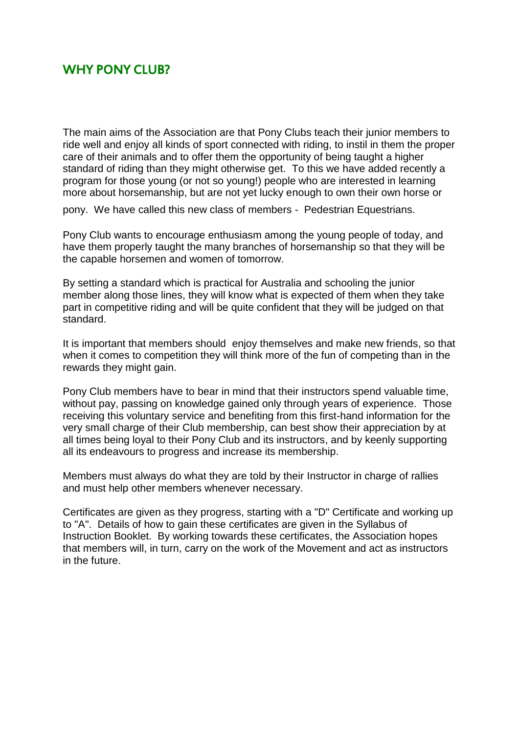## WHY PONY CLUB?

The main aims of the Association are that Pony Clubs teach their junior members to ride well and enjoy all kinds of sport connected with riding, to instil in them the proper care of their animals and to offer them the opportunity of being taught a higher standard of riding than they might otherwise get. To this we have added recently a program for those young (or not so young!) people who are interested in learning more about horsemanship, but are not yet lucky enough to own their own horse or pony. We have called this new class of members - Pedestrian Equestrians.

Pony Club wants to encourage enthusiasm among the young people of today, and have them properly taught the many branches of horsemanship so that they will be the capable horsemen and women of tomorrow.

By setting a standard which is practical for Australia and schooling the junior member along those lines, they will know what is expected of them when they take part in competitive riding and will be quite confident that they will be judged on that standard.

It is important that members should enjoy themselves and make new friends, so that when it comes to competition they will think more of the fun of competing than in the rewards they might gain.

Pony Club members have to bear in mind that their instructors spend valuable time, without pay, passing on knowledge gained only through years of experience. Those receiving this voluntary service and benefiting from this first-hand information for the very small charge of their Club membership, can best show their appreciation by at all times being loyal to their Pony Club and its instructors, and by keenly supporting all its endeavours to progress and increase its membership.

Members must always do what they are told by their Instructor in charge of rallies and must help other members whenever necessary.

Certificates are given as they progress, starting with a "D" Certificate and working up to "A". Details of how to gain these certificates are given in the Syllabus of Instruction Booklet. By working towards these certificates, the Association hopes that members will, in turn, carry on the work of the Movement and act as instructors in the future.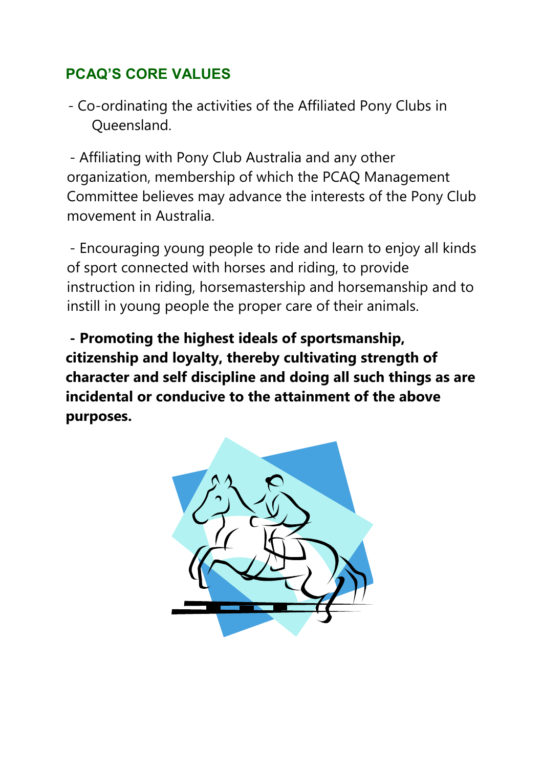## PCAQ'S CORE VALUES

- Co-ordinating the activities of the Affiliated Pony Clubs in Queensland.

- Affiliating with Pony Club Australia and any other organization, membership of which the PCAQ Management Committee believes may advance the interests of the Pony Club movement in Australia.

- Encouraging young people to ride and learn to enjoy all kinds of sport connected with horses and riding, to provide instruction in riding, horsemastership and horsemanship and to instill in young people the proper care of their animals.

- **Promoting the highest ideals of sportsmanship, citizenship and loyalty, thereby cultivating strength of character and self discipline and doing all such things as are incidental or conducive to the attainment of the above purposes.**